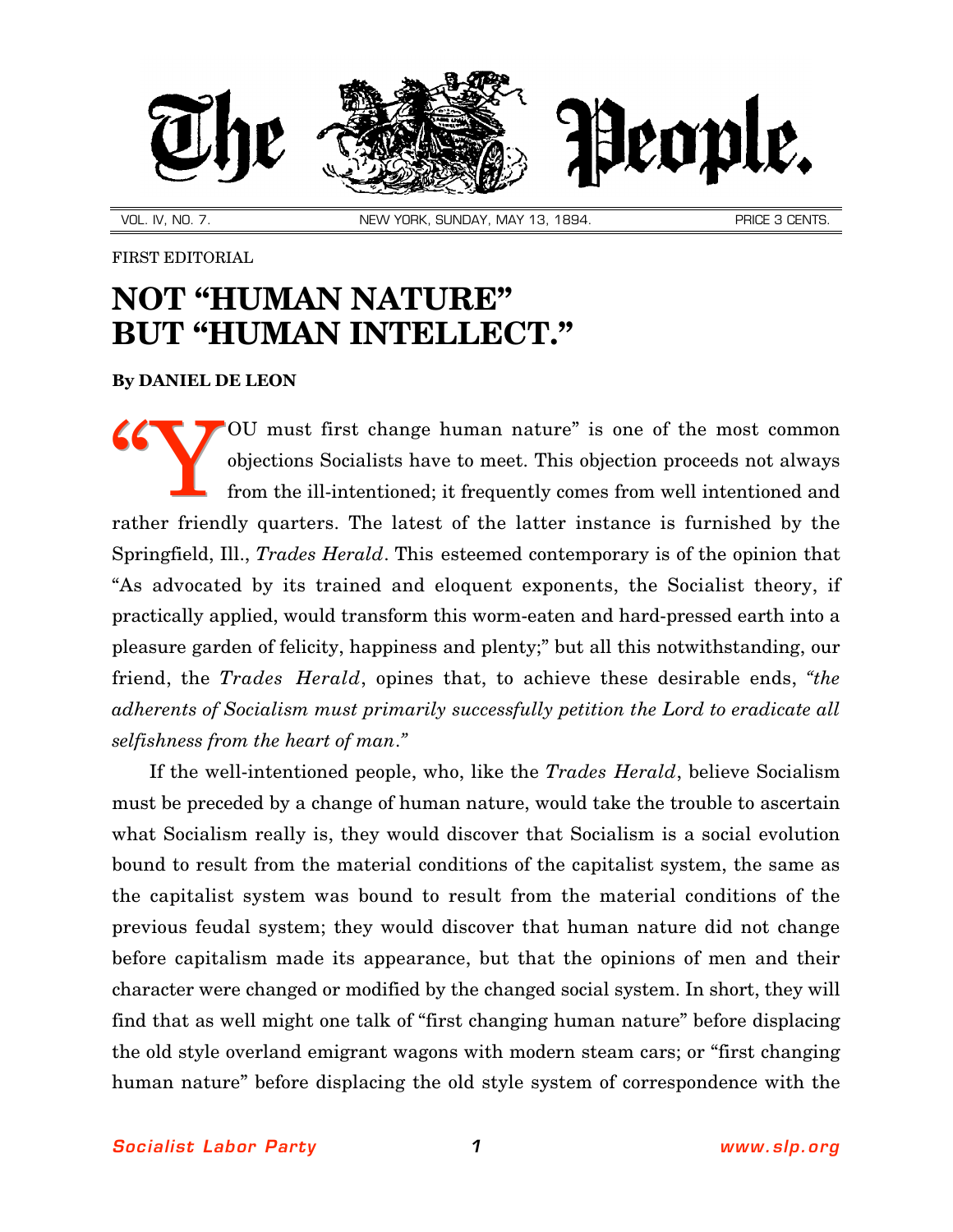The People.

VOL. IV, NO. 7. NEW YORK, SUNDAY, MAY 13, 1894. PRICE 3 CENTS.

FIRST EDITORIAL

# NOT "HUMAN NATURE" BUT "HUMAN INTELLECT."

**By DANIEL DE LEON**

"YOU must first change human nature" is one of the most common objections Socialists have to meet. This objection proceeds not always from the ill-intentioned; it frequently comes from well intentioned and rather friendly quarters. The latest of the latter instance is furnished by the Springfield, Ill., *Trades Herald*. This esteemed contemporary is of the opinion that "As advocated by its trained and eloquent exponents, the Socialist theory, if practically applied, would transform this worm-eaten and hard-pressed earth into a pleasure garden of felicity, happiness and plenty;" but all this notwithstanding, our friend, the *Trades Herald*, opines that, to achieve these desirable ends, *"the adherents of Socialism must primarily successfully petition the Lord to eradicate all selfishness from the heart of man."*

If the well-intentioned people, who, like the *Trades Herald*, believe Socialism must be preceded by a change of human nature, would take the trouble to ascertain what Socialism really is, they would discover that Socialism is a social evolution bound to result from the material conditions of the capitalist system, the same as the capitalist system was bound to result from the material conditions of the previous feudal system; they would discover that human nature did not change before capitalism made its appearance, but that the opinions of men and their character were changed or modified by the changed social system. In short, they will find that as well might one talk of "first changing human nature" before displacing the old style overland emigrant wagons with modern steam cars; or "first changing human nature" before displacing the old style system of correspondence with the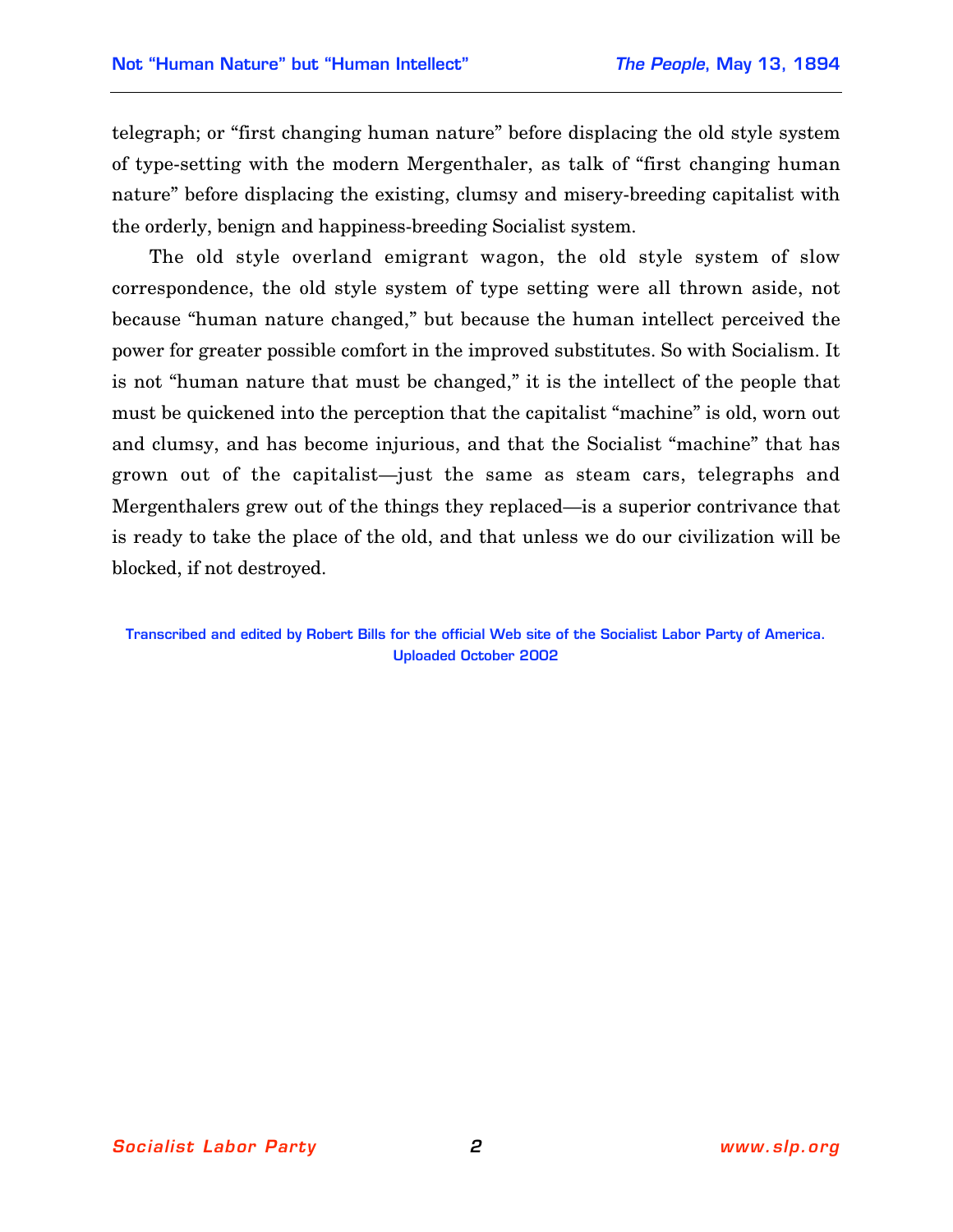telegraph; or “first changing human nature” before displacing the old style system of type-setting with the modern Mergenthaler, as talk of “first changing human nature” before displacing the existing, clumsy and misery-breeding capitalist with the orderly, benign and happiness-breeding Socialist system.

The old style overland emigrant wagon, the old style system of slow correspondence, the old style system of type setting were all thrown aside, not because “human nature changed,” but because the human intellect perceived the power for greater possible comfort in the improved substitutes. So with Socialism. It is not “human nature that must be changed,” it is the intellect of the people that must be quickened into the perception that the capitalist “machine” is old, worn out and clumsy, and has become injurious, and that the Socialist “machine” that has grown out of the capitalist—just the same as steam cars, telegraphs and Mergenthalers grew out of the things they replaced—is a superior contrivance that is ready to take the place of the old, and that unless we do our civilization will be blocked, if not destroyed.

Transcribed and edited by Robert Bills for the official Web site of the Socialist Labor Party of America.
Uploaded October 2002